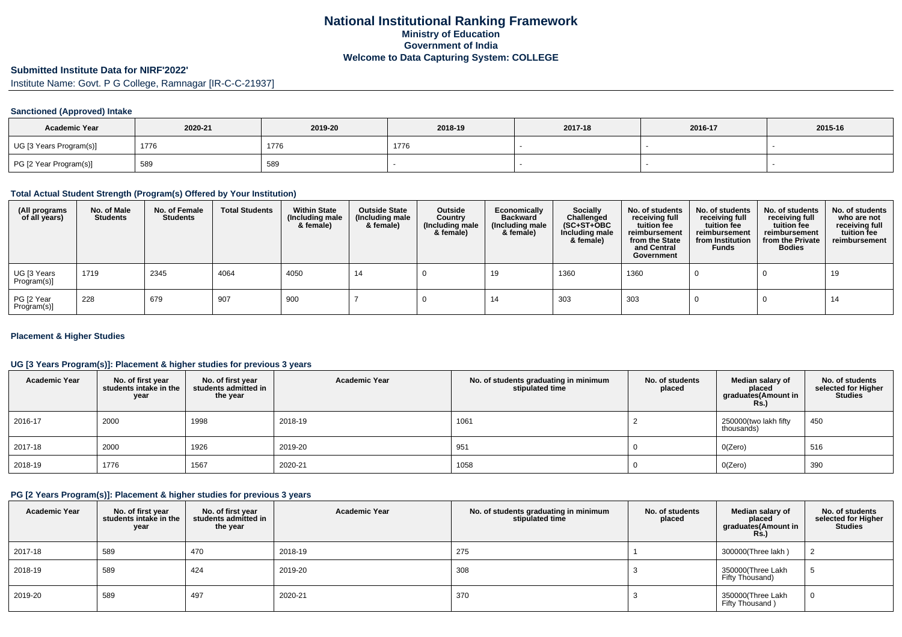# National Institutional Ranking Framework
## Ministry of Education
## Government of India
## Welcome to Data Capturing System: COLLEGE

**Submitted Institute Data for NIRF'2022'**

Institute Name: Govt. P G College, Ramnagar [IR-C-C-21937]

### Sanctioned (Approved) Intake

| Academic Year | 2020-21 | 2019-20 | 2018-19 | 2017-18 | 2016-17 | 2015-16 |
|---|---|---|---|---|---|---|
| UG [3 Years Program(s)] | 1776 | 1776 | 1776 | - | - | - |
| PG [2 Year Program(s)] | 589 | 589 | - | - | - | - |

### Total Actual Student Strength (Program(s) Offered by Your Institution)

| (All programs of all years) | No. of Male Students | No. of Female Students | Total Students | Within State (Including male & female) | Outside State (Including male & female) | Outside Country (Including male & female) | Economically Backward (Including male & female) | Socially Challenged (SC+ST+OBC Including male & female) | No. of students receiving full tuition fee reimbursement from the State and Central Government | No. of students receiving full tuition fee reimbursement from Institution Funds | No. of students receiving full tuition fee reimbursement from the Private Bodies | No. of students who are not receiving full tuition fee reimbursement |
|---|---|---|---|---|---|---|---|---|---|---|---|---|
| UG [3 Years Program(s)] | 1719 | 2345 | 4064 | 4050 | 14 | 0 | 19 | 1360 | 1360 | 0 | 0 | 19 |
| PG [2 Year Program(s)] | 228 | 679 | 907 | 900 | 7 | 0 | 14 | 303 | 303 | 0 | 0 | 14 |

### Placement & Higher Studies

### UG [3 Years Program(s)]: Placement & higher studies for previous 3 years

| Academic Year | No. of first year students intake in the year | No. of first year students admitted in the year | Academic Year | No. of students graduating in minimum stipulated time | No. of students placed | Median salary of placed graduates(Amount in Rs.) | No. of students selected for Higher Studies |
|---|---|---|---|---|---|---|---|
| 2016-17 | 2000 | 1998 | 2018-19 | 1061 | 2 | 250000(two lakh fifty thousands) | 450 |
| 2017-18 | 2000 | 1926 | 2019-20 | 951 | 0 | 0(Zero) | 516 |
| 2018-19 | 1776 | 1567 | 2020-21 | 1058 | 0 | 0(Zero) | 390 |

### PG [2 Years Program(s)]: Placement & higher studies for previous 3 years

| Academic Year | No. of first year students intake in the year | No. of first year students admitted in the year | Academic Year | No. of students graduating in minimum stipulated time | No. of students placed | Median salary of placed graduates(Amount in Rs.) | No. of students selected for Higher Studies |
|---|---|---|---|---|---|---|---|
| 2017-18 | 589 | 470 | 2018-19 | 275 | 1 | 300000(Three lakh ) | 2 |
| 2018-19 | 589 | 424 | 2019-20 | 308 | 3 | 350000(Three Lakh Fifty Thousand) | 5 |
| 2019-20 | 589 | 497 | 2020-21 | 370 | 3 | 350000(Three Lakh Fifty Thousand ) | 0 |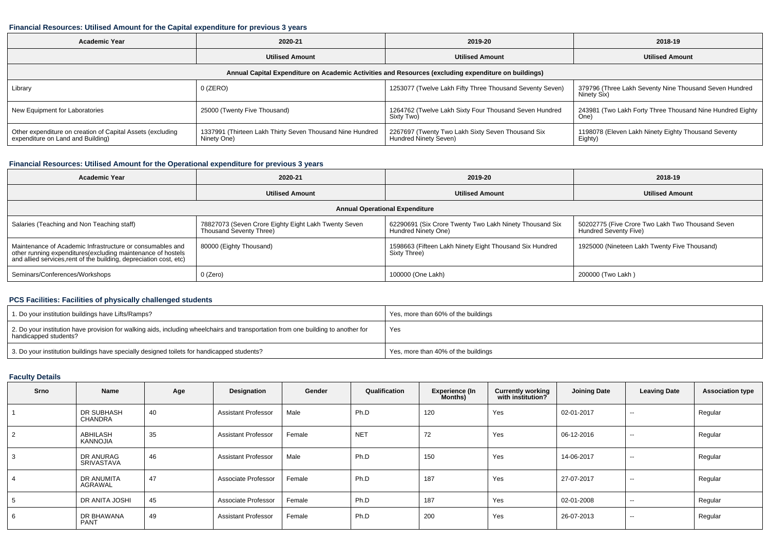### Financial Resources: Utilised Amount for the Capital expenditure for previous 3 years

| Academic Year | 2020-21 | 2019-20 | 2018-19 |
|---|---|---|---|
| | Utilised Amount | Utilised Amount | Utilised Amount |
| Annual Capital Expenditure on Academic Activities and Resources (excluding expenditure on buildings) | | | |
| Library | 0 (ZERO) | 1253077 (Twelve Lakh Fifty Three Thousand Seventy Seven) | 379796 (Three Lakh Seventy Nine Thousand Seven Hundred Ninety Six) |
| New Equipment for Laboratories | 25000 (Twenty Five Thousand) | 1264762 (Twelve Lakh Sixty Four Thousand Seven Hundred Sixty Two) | 243981 (Two Lakh Forty Three Thousand Nine Hundred Eighty One) |
| Other expenditure on creation of Capital Assets (excluding expenditure on Land and Building) | 1337991 (Thirteen Lakh Thirty Seven Thousand Nine Hundred Ninety One) | 2267697 (Twenty Two Lakh Sixty Seven Thousand Six Hundred Ninety Seven) | 1198078 (Eleven Lakh Ninety Eighty Thousand Seventy Eighty) |

### Financial Resources: Utilised Amount for the Operational expenditure for previous 3 years

| Academic Year | 2020-21 | 2019-20 | 2018-19 |
|---|---|---|---|
| | Utilised Amount | Utilised Amount | Utilised Amount |
| Annual Operational Expenditure | | | |
| Salaries (Teaching and Non Teaching staff) | 78827073 (Seven Crore Eighty Eight Lakh Twenty Seven Thousand Seventy Three) | 62290691 (Six Crore Twenty Two Lakh Ninety Thousand Six Hundred Ninety One) | 50202775 (Five Crore Two Lakh Two Thousand Seven Hundred Seventy Five) |
| Maintenance of Academic Infrastructure or consumables and other running expenditures(excluding maintenance of hostels and allied services,rent of the building, depreciation cost, etc) | 80000 (Eighty Thousand) | 1598663 (Fifteen Lakh Ninety Eight Thousand Six Hundred Sixty Three) | 1925000 (Nineteen Lakh Twenty Five Thousand) |
| Seminars/Conferences/Workshops | 0 (Zero) | 100000 (One Lakh) | 200000 (Two Lakh ) |

### PCS Facilities: Facilities of physically challenged students

| | |
|---|---|
| 1. Do your institution buildings have Lifts/Ramps? | Yes, more than 60% of the buildings |
| 2. Do your institution have provision for walking aids, including wheelchairs and transportation from one building to another for handicapped students? | Yes |
| 3. Do your institution buildings have specially designed toilets for handicapped students? | Yes, more than 40% of the buildings |

### Faculty Details

| Srno | Name | Age | Designation | Gender | Qualification | Experience (In Months) | Currently working with institution? | Joining Date | Leaving Date | Association type |
|---|---|---|---|---|---|---|---|---|---|---|
| 1 | DR SUBHASH CHANDRA | 40 | Assistant Professor | Male | Ph.D | 120 | Yes | 02-01-2017 | -- | Regular |
| 2 | ABHILASH KANNOJIA | 35 | Assistant Professor | Female | NET | 72 | Yes | 06-12-2016 | -- | Regular |
| 3 | DR ANURAG SRIVASTAVA | 46 | Assistant Professor | Male | Ph.D | 150 | Yes | 14-06-2017 | -- | Regular |
| 4 | DR ANUMITA AGRAWAL | 47 | Associate Professor | Female | Ph.D | 187 | Yes | 27-07-2017 | -- | Regular |
| 5 | DR ANITA JOSHI | 45 | Associate Professor | Female | Ph.D | 187 | Yes | 02-01-2008 | -- | Regular |
| 6 | DR BHAWANA PANT | 49 | Assistant Professor | Female | Ph.D | 200 | Yes | 26-07-2013 | -- | Regular |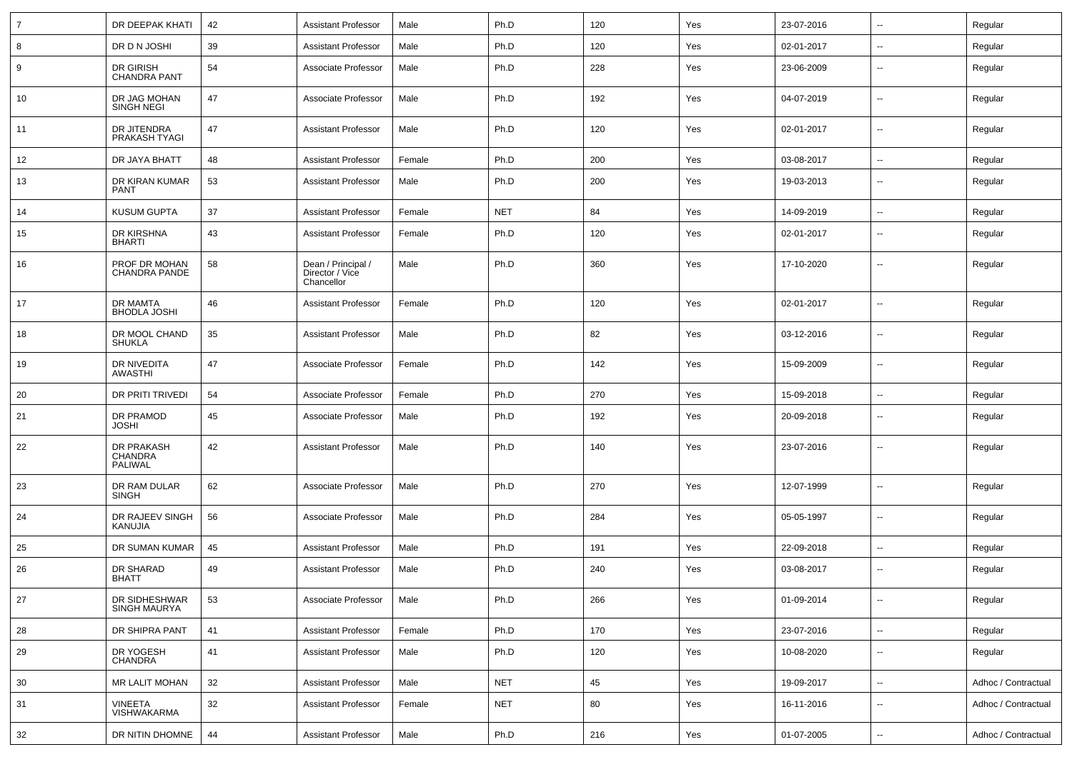| 7 | DR DEEPAK KHATI | 42 | Assistant Professor | Male | Ph.D | 120 | Yes | 23-07-2016 | -- | Regular |
|---|---|---|---|---|---|---|---|---|---|---|
| 8 | DR D N JOSHI | 39 | Assistant Professor | Male | Ph.D | 120 | Yes | 02-01-2017 | -- | Regular |
| 9 | DR GIRISH CHANDRA PANT | 54 | Associate Professor | Male | Ph.D | 228 | Yes | 23-06-2009 | -- | Regular |
| 10 | DR JAG MOHAN SINGH NEGI | 47 | Associate Professor | Male | Ph.D | 192 | Yes | 04-07-2019 | -- | Regular |
| 11 | DR JITENDRA PRAKASH TYAGI | 47 | Assistant Professor | Male | Ph.D | 120 | Yes | 02-01-2017 | -- | Regular |
| 12 | DR JAYA BHATT | 48 | Assistant Professor | Female | Ph.D | 200 | Yes | 03-08-2017 | -- | Regular |
| 13 | DR KIRAN KUMAR PANT | 53 | Assistant Professor | Male | Ph.D | 200 | Yes | 19-03-2013 | -- | Regular |
| 14 | KUSUM GUPTA | 37 | Assistant Professor | Female | NET | 84 | Yes | 14-09-2019 | -- | Regular |
| 15 | DR KIRSHNA BHARTI | 43 | Assistant Professor | Female | Ph.D | 120 | Yes | 02-01-2017 | -- | Regular |
| 16 | PROF DR MOHAN CHANDRA PANDE | 58 | Dean / Principal / Director / Vice Chancellor | Male | Ph.D | 360 | Yes | 17-10-2020 | -- | Regular |
| 17 | DR MAMTA BHODLA JOSHI | 46 | Assistant Professor | Female | Ph.D | 120 | Yes | 02-01-2017 | -- | Regular |
| 18 | DR MOOL CHAND SHUKLA | 35 | Assistant Professor | Male | Ph.D | 82 | Yes | 03-12-2016 | -- | Regular |
| 19 | DR NIVEDITA AWASTHI | 47 | Associate Professor | Female | Ph.D | 142 | Yes | 15-09-2009 | -- | Regular |
| 20 | DR PRITI TRIVEDI | 54 | Associate Professor | Female | Ph.D | 270 | Yes | 15-09-2018 | -- | Regular |
| 21 | DR PRAMOD JOSHI | 45 | Associate Professor | Male | Ph.D | 192 | Yes | 20-09-2018 | -- | Regular |
| 22 | DR PRAKASH CHANDRA PALIWAL | 42 | Assistant Professor | Male | Ph.D | 140 | Yes | 23-07-2016 | -- | Regular |
| 23 | DR RAM DULAR SINGH | 62 | Associate Professor | Male | Ph.D | 270 | Yes | 12-07-1999 | -- | Regular |
| 24 | DR RAJEEV SINGH KANUJIA | 56 | Associate Professor | Male | Ph.D | 284 | Yes | 05-05-1997 | -- | Regular |
| 25 | DR SUMAN KUMAR | 45 | Assistant Professor | Male | Ph.D | 191 | Yes | 22-09-2018 | -- | Regular |
| 26 | DR SHARAD BHATT | 49 | Assistant Professor | Male | Ph.D | 240 | Yes | 03-08-2017 | -- | Regular |
| 27 | DR SIDHESHWAR SINGH MAURYA | 53 | Associate Professor | Male | Ph.D | 266 | Yes | 01-09-2014 | -- | Regular |
| 28 | DR SHIPRA PANT | 41 | Assistant Professor | Female | Ph.D | 170 | Yes | 23-07-2016 | -- | Regular |
| 29 | DR YOGESH CHANDRA | 41 | Assistant Professor | Male | Ph.D | 120 | Yes | 10-08-2020 | -- | Regular |
| 30 | MR LALIT MOHAN | 32 | Assistant Professor | Male | NET | 45 | Yes | 19-09-2017 | -- | Adhoc / Contractual |
| 31 | VINEETA VISHWAKARMA | 32 | Assistant Professor | Female | NET | 80 | Yes | 16-11-2016 | -- | Adhoc / Contractual |
| 32 | DR NITIN DHOMNE | 44 | Assistant Professor | Male | Ph.D | 216 | Yes | 01-07-2005 | -- | Adhoc / Contractual |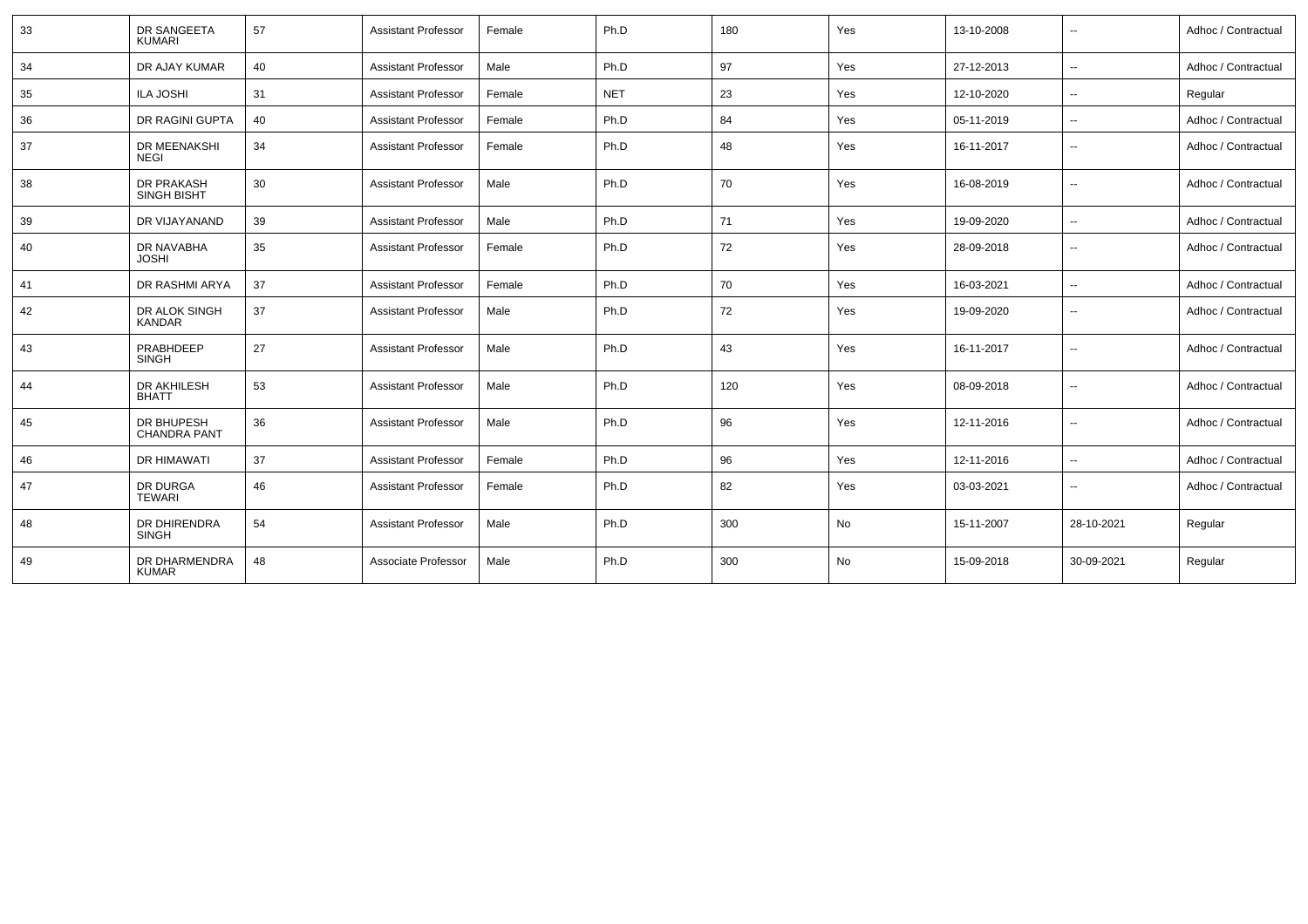| | | | | | | | | | | |
|---|---|---|---|---|---|---|---|---|---|---|
| 33 | DR SANGEETA KUMARI | 57 | Assistant Professor | Female | Ph.D | 180 | Yes | 13-10-2008 | -- | Adhoc / Contractual |
| 34 | DR AJAY KUMAR | 40 | Assistant Professor | Male | Ph.D | 97 | Yes | 27-12-2013 | -- | Adhoc / Contractual |
| 35 | ILA JOSHI | 31 | Assistant Professor | Female | NET | 23 | Yes | 12-10-2020 | -- | Regular |
| 36 | DR RAGINI GUPTA | 40 | Assistant Professor | Female | Ph.D | 84 | Yes | 05-11-2019 | -- | Adhoc / Contractual |
| 37 | DR MEENAKSHI NEGI | 34 | Assistant Professor | Female | Ph.D | 48 | Yes | 16-11-2017 | -- | Adhoc / Contractual |
| 38 | DR PRAKASH SINGH BISHT | 30 | Assistant Professor | Male | Ph.D | 70 | Yes | 16-08-2019 | -- | Adhoc / Contractual |
| 39 | DR VIJAYANAND | 39 | Assistant Professor | Male | Ph.D | 71 | Yes | 19-09-2020 | -- | Adhoc / Contractual |
| 40 | DR NAVABHA JOSHI | 35 | Assistant Professor | Female | Ph.D | 72 | Yes | 28-09-2018 | -- | Adhoc / Contractual |
| 41 | DR RASHMI ARYA | 37 | Assistant Professor | Female | Ph.D | 70 | Yes | 16-03-2021 | -- | Adhoc / Contractual |
| 42 | DR ALOK SINGH KANDAR | 37 | Assistant Professor | Male | Ph.D | 72 | Yes | 19-09-2020 | -- | Adhoc / Contractual |
| 43 | PRABHDEEP SINGH | 27 | Assistant Professor | Male | Ph.D | 43 | Yes | 16-11-2017 | -- | Adhoc / Contractual |
| 44 | DR AKHILESH BHATT | 53 | Assistant Professor | Male | Ph.D | 120 | Yes | 08-09-2018 | -- | Adhoc / Contractual |
| 45 | DR BHUPESH CHANDRA PANT | 36 | Assistant Professor | Male | Ph.D | 96 | Yes | 12-11-2016 | -- | Adhoc / Contractual |
| 46 | DR HIMAWATI | 37 | Assistant Professor | Female | Ph.D | 96 | Yes | 12-11-2016 | -- | Adhoc / Contractual |
| 47 | DR DURGA TEWARI | 46 | Assistant Professor | Female | Ph.D | 82 | Yes | 03-03-2021 | -- | Adhoc / Contractual |
| 48 | DR DHIRENDRA SINGH | 54 | Assistant Professor | Male | Ph.D | 300 | No | 15-11-2007 | 28-10-2021 | Regular |
| 49 | DR DHARMENDRA KUMAR | 48 | Associate Professor | Male | Ph.D | 300 | No | 15-09-2018 | 30-09-2021 | Regular |